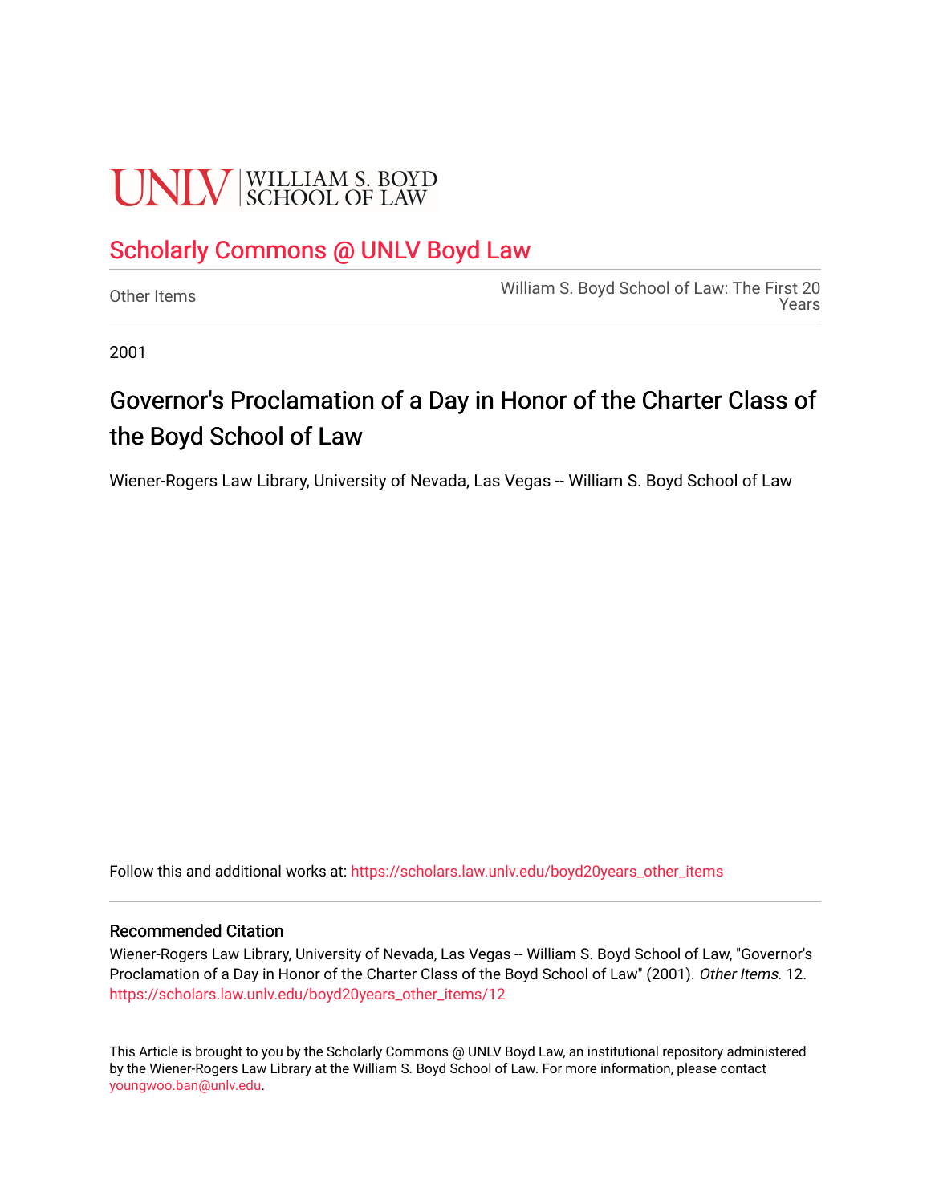UNLV | WILLIAM S. BOYD SCHOOL OF LAW

## Scholarly Commons @ UNLV Boyd Law

Other Items

William S. Boyd School of Law: The First 20 Years

2001

# Governor's Proclamation of a Day in Honor of the Charter Class of the Boyd School of Law

Wiener-Rogers Law Library, University of Nevada, Las Vegas -- William S. Boyd School of Law

Follow this and additional works at: https://scholars.law.unlv.edu/boyd20years_other_items

### Recommended Citation

Wiener-Rogers Law Library, University of Nevada, Las Vegas -- William S. Boyd School of Law, "Governor's Proclamation of a Day in Honor of the Charter Class of the Boyd School of Law" (2001). *Other Items*. 12.
https://scholars.law.unlv.edu/boyd20years_other_items/12

This Article is brought to you by the Scholarly Commons @ UNLV Boyd Law, an institutional repository administered by the Wiener-Rogers Law Library at the William S. Boyd School of Law. For more information, please contact youngwoo.ban@unlv.edu.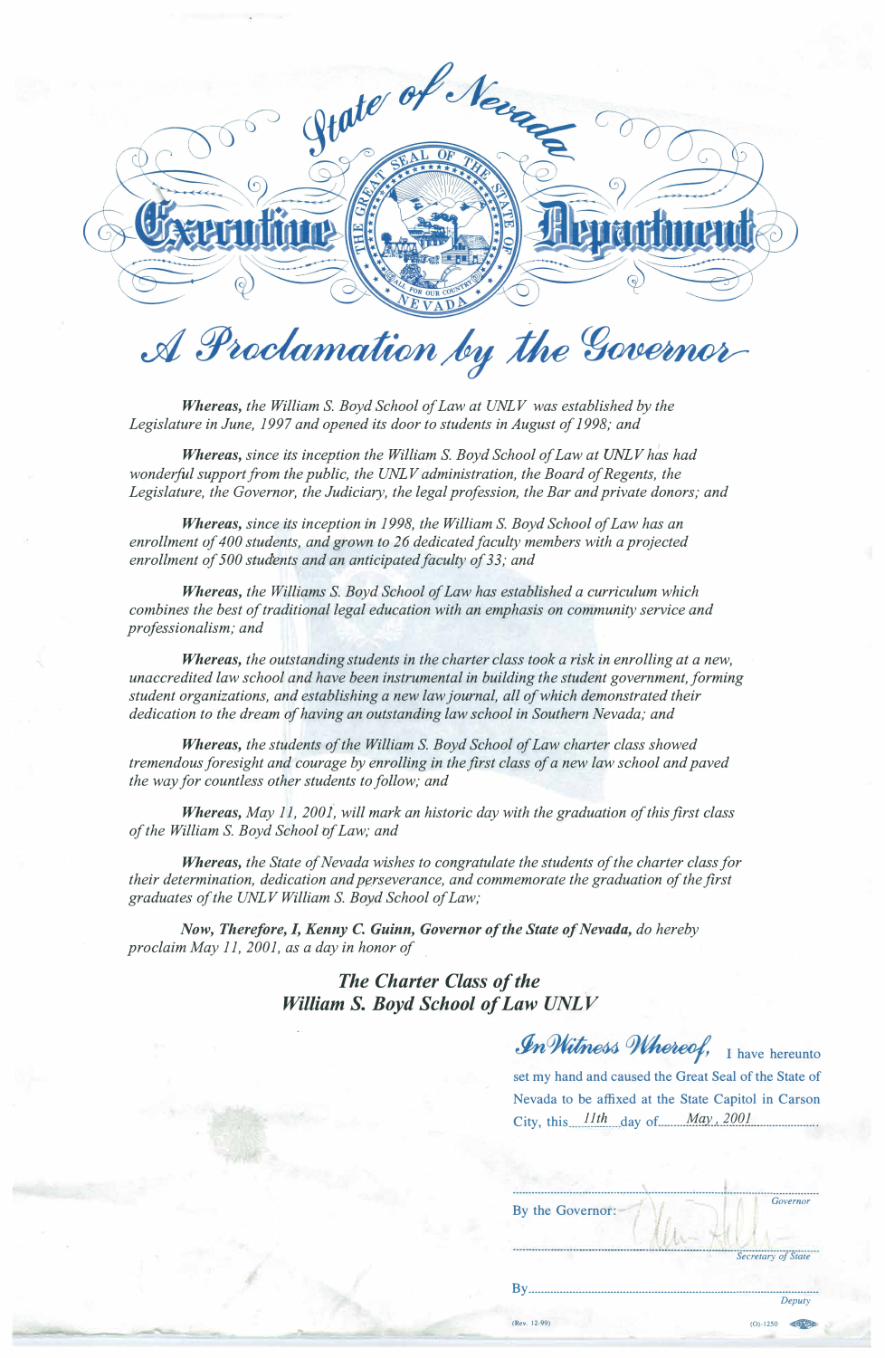# State of Nevada

# Executive Department

THE GREAT SEAL OF THE STATE OF NEVADA

ALL FOR OUR COUNTRY

## *A Proclamation by the Governor*

***Whereas,*** *the William S. Boyd School of Law at UNLV was established by the Legislature in June, 1997 and opened its door to students in August of 1998; and*

***Whereas,*** *since its inception the William S. Boyd School of Law at UNLV has had wonderful support from the public, the UNLV administration, the Board of Regents, the Legislature, the Governor, the Judiciary, the legal profession, the Bar and private donors; and*

***Whereas,*** *since its inception in 1998, the William S. Boyd School of Law has an enrollment of 400 students, and grown to 26 dedicated faculty members with a projected enrollment of 500 students and an anticipated faculty of 33; and*

***Whereas,*** *the Williams S. Boyd School of Law has established a curriculum which combines the best of traditional legal education with an emphasis on community service and professionalism; and*

***Whereas,*** *the outstanding students in the charter class took a risk in enrolling at a new, unaccredited law school and have been instrumental in building the student government, forming student organizations, and establishing a new law journal, all of which demonstrated their dedication to the dream of having an outstanding law school in Southern Nevada; and*

***Whereas,*** *the students of the William S. Boyd School of Law charter class showed tremendous foresight and courage by enrolling in the first class of a new law school and paved the way for countless other students to follow; and*

***Whereas,*** *May 11, 2001, will mark an historic day with the graduation of this first class of the William S. Boyd School of Law; and*

***Whereas,*** *the State of Nevada wishes to congratulate the students of the charter class for their determination, dedication and perseverance, and commemorate the graduation of the first graduates of the UNLV William S. Boyd School of Law;*

***Now, Therefore, I, Kenny C. Guinn, Governor of the State of Nevada,*** *do hereby proclaim May 11, 2001, as a day in honor of*

***The Charter Class of the***
***William S. Boyd School of Law UNLV***

*In Witness Whereof,* I have hereunto set my hand and caused the Great Seal of the State of Nevada to be affixed at the State Capitol in Carson City, this *11th* day of *May, 2001*

By the Governor: ............................ *Governor*

............................ *Secretary of State*

By............................ *Deputy*

(Rev. 12-99) (O)-1250